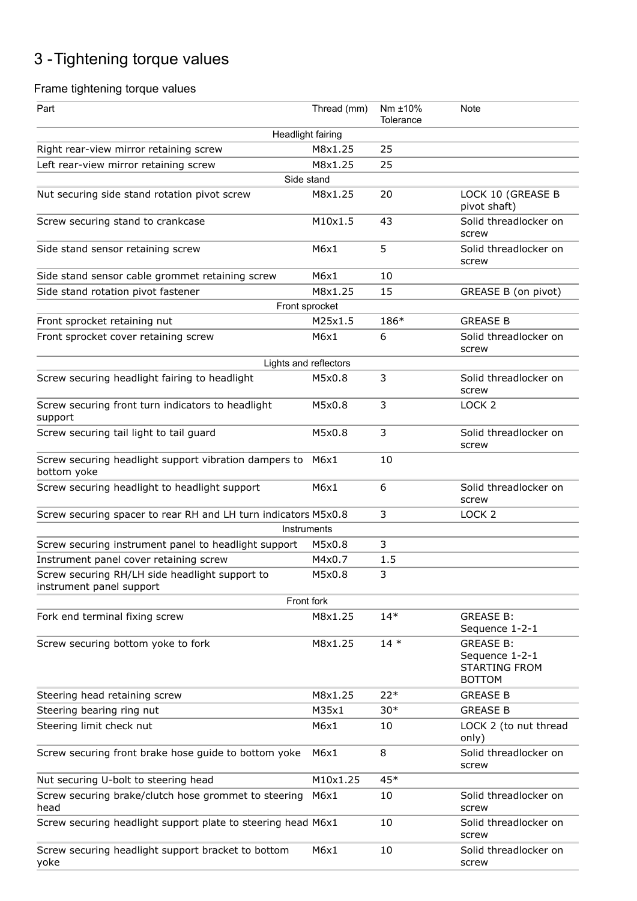# 3 -Tightening torque values

## Frame tightening torque values

| Part | Thread (mm) | Nm ±10% Tolerance | Note |
|---|---|---|---|
| Headlight fairing | | | |
| Right rear-view mirror retaining screw | M8x1.25 | 25 | |
| Left rear-view mirror retaining screw | M8x1.25 | 25 | |
| Side stand | | | |
| Nut securing side stand rotation pivot screw | M8x1.25 | 20 | LOCK 10 (GREASE B pivot shaft) |
| Screw securing stand to crankcase | M10x1.5 | 43 | Solid threadlocker on screw |
| Side stand sensor retaining screw | M6x1 | 5 | Solid threadlocker on screw |
| Side stand sensor cable grommet retaining screw | M6x1 | 10 | |
| Side stand rotation pivot fastener | M8x1.25 | 15 | GREASE B (on pivot) |
| Front sprocket | | | |
| Front sprocket retaining nut | M25x1.5 | 186* | GREASE B |
| Front sprocket cover retaining screw | M6x1 | 6 | Solid threadlocker on screw |
| Lights and reflectors | | | |
| Screw securing headlight fairing to headlight | M5x0.8 | 3 | Solid threadlocker on screw |
| Screw securing front turn indicators to headlight support | M5x0.8 | 3 | LOCK 2 |
| Screw securing tail light to tail guard | M5x0.8 | 3 | Solid threadlocker on screw |
| Screw securing headlight support vibration dampers to bottom yoke | M6x1 | 10 | |
| Screw securing headlight to headlight support | M6x1 | 6 | Solid threadlocker on screw |
| Screw securing spacer to rear RH and LH turn indicators | M5x0.8 | 3 | LOCK 2 |
| Instruments | | | |
| Screw securing instrument panel to headlight support | M5x0.8 | 3 | |
| Instrument panel cover retaining screw | M4x0.7 | 1.5 | |
| Screw securing RH/LH side headlight support to instrument panel support | M5x0.8 | 3 | |
| Front fork | | | |
| Fork end terminal fixing screw | M8x1.25 | 14* | GREASE B: Sequence 1-2-1 |
| Screw securing bottom yoke to fork | M8x1.25 | 14 * | GREASE B: Sequence 1-2-1 STARTING FROM BOTTOM |
| Steering head retaining screw | M8x1.25 | 22* | GREASE B |
| Steering bearing ring nut | M35x1 | 30* | GREASE B |
| Steering limit check nut | M6x1 | 10 | LOCK 2 (to nut thread only) |
| Screw securing front brake hose guide to bottom yoke | M6x1 | 8 | Solid threadlocker on screw |
| Nut securing U-bolt to steering head | M10x1.25 | 45* | |
| Screw securing brake/clutch hose grommet to steering head | M6x1 | 10 | Solid threadlocker on screw |
| Screw securing headlight support plate to steering head | M6x1 | 10 | Solid threadlocker on screw |
| Screw securing headlight support bracket to bottom yoke | M6x1 | 10 | Solid threadlocker on screw |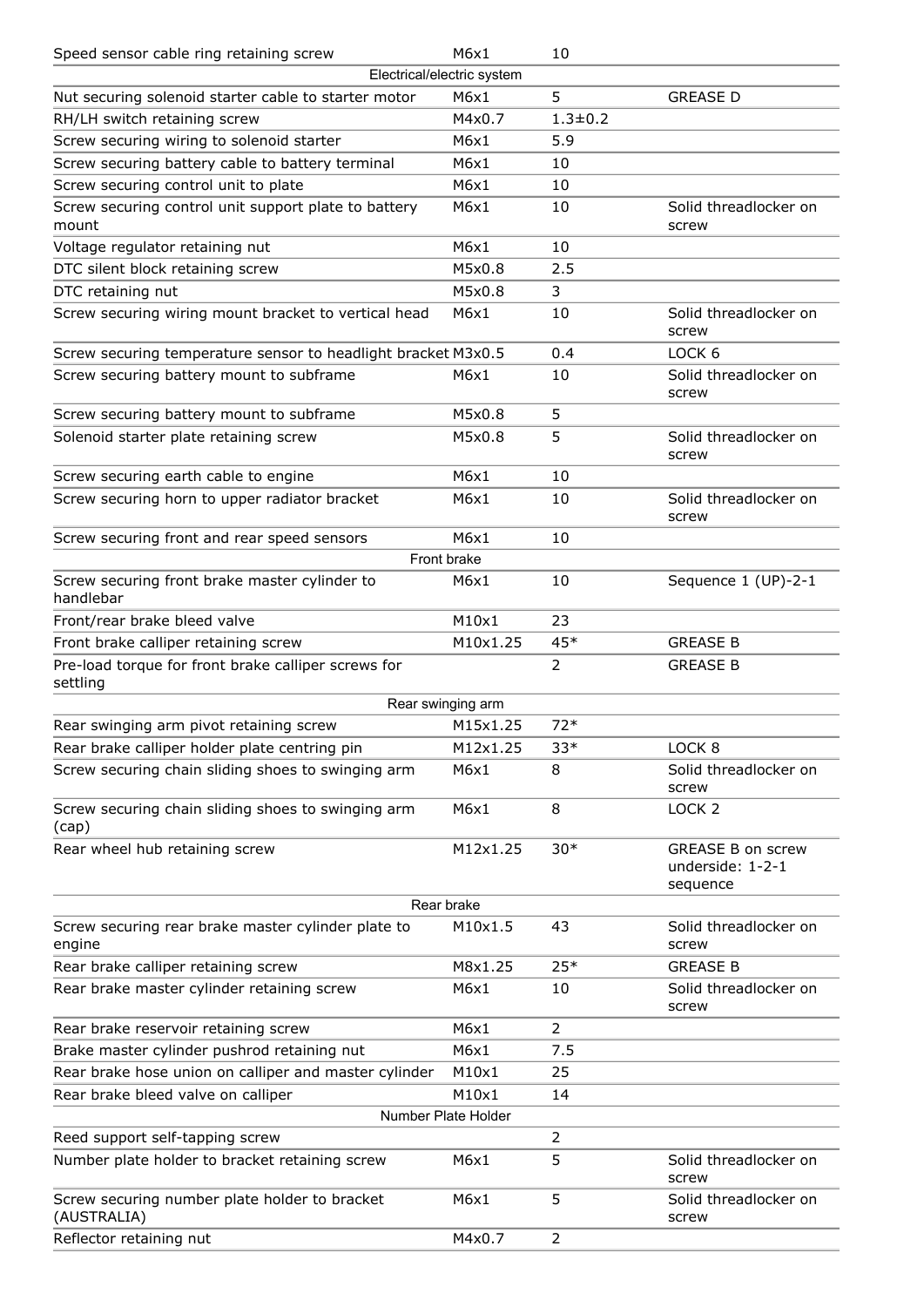| | | | |
|---|---|---|---|
| Speed sensor cable ring retaining screw | M6x1 | 10 | |
| **Electrical/electric system** | | | |
| Nut securing solenoid starter cable to starter motor | M6x1 | 5 | GREASE D |
| RH/LH switch retaining screw | M4x0.7 | 1.3±0.2 | |
| Screw securing wiring to solenoid starter | M6x1 | 5.9 | |
| Screw securing battery cable to battery terminal | M6x1 | 10 | |
| Screw securing control unit to plate | M6x1 | 10 | |
| Screw securing control unit support plate to battery mount | M6x1 | 10 | Solid threadlocker on screw |
| Voltage regulator retaining nut | M6x1 | 10 | |
| DTC silent block retaining screw | M5x0.8 | 2.5 | |
| DTC retaining nut | M5x0.8 | 3 | |
| Screw securing wiring mount bracket to vertical head | M6x1 | 10 | Solid threadlocker on screw |
| Screw securing temperature sensor to headlight bracket | M3x0.5 | 0.4 | LOCK 6 |
| Screw securing battery mount to subframe | M6x1 | 10 | Solid threadlocker on screw |
| Screw securing battery mount to subframe | M5x0.8 | 5 | |
| Solenoid starter plate retaining screw | M5x0.8 | 5 | Solid threadlocker on screw |
| Screw securing earth cable to engine | M6x1 | 10 | |
| Screw securing horn to upper radiator bracket | M6x1 | 10 | Solid threadlocker on screw |
| Screw securing front and rear speed sensors | M6x1 | 10 | |
| **Front brake** | | | |
| Screw securing front brake master cylinder to handlebar | M6x1 | 10 | Sequence 1 (UP)-2-1 |
| Front/rear brake bleed valve | M10x1 | 23 | |
| Front brake calliper retaining screw | M10x1.25 | 45* | GREASE B |
| Pre-load torque for front brake calliper screws for settling | | 2 | GREASE B |
| **Rear swinging arm** | | | |
| Rear swinging arm pivot retaining screw | M15x1.25 | 72* | |
| Rear brake calliper holder plate centring pin | M12x1.25 | 33* | LOCK 8 |
| Screw securing chain sliding shoes to swinging arm | M6x1 | 8 | Solid threadlocker on screw |
| Screw securing chain sliding shoes to swinging arm (cap) | M6x1 | 8 | LOCK 2 |
| Rear wheel hub retaining screw | M12x1.25 | 30* | GREASE B on screw underside: 1-2-1 sequence |
| **Rear brake** | | | |
| Screw securing rear brake master cylinder plate to engine | M10x1.5 | 43 | Solid threadlocker on screw |
| Rear brake calliper retaining screw | M8x1.25 | 25* | GREASE B |
| Rear brake master cylinder retaining screw | M6x1 | 10 | Solid threadlocker on screw |
| Rear brake reservoir retaining screw | M6x1 | 2 | |
| Brake master cylinder pushrod retaining nut | M6x1 | 7.5 | |
| Rear brake hose union on calliper and master cylinder | M10x1 | 25 | |
| Rear brake bleed valve on calliper | M10x1 | 14 | |
| **Number Plate Holder** | | | |
| Reed support self-tapping screw | | 2 | |
| Number plate holder to bracket retaining screw | M6x1 | 5 | Solid threadlocker on screw |
| Screw securing number plate holder to bracket (AUSTRALIA) | M6x1 | 5 | Solid threadlocker on screw |
| Reflector retaining nut | M4x0.7 | 2 | |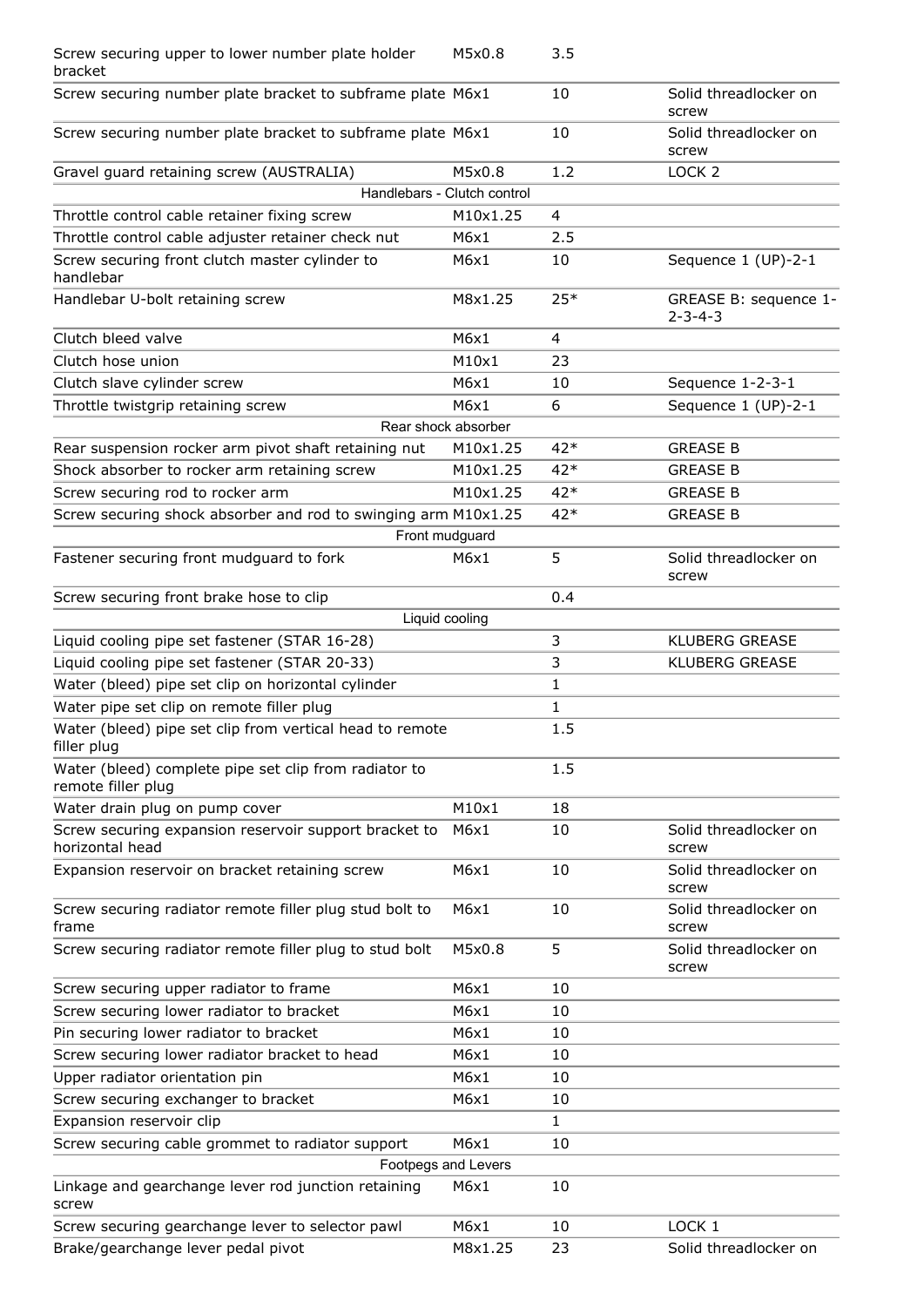| | | | |
|---|---|---|---|
| Screw securing upper to lower number plate holder bracket | M5x0.8 | 3.5 | |
| Screw securing number plate bracket to subframe plate | M6x1 | 10 | Solid threadlocker on screw |
| Screw securing number plate bracket to subframe plate | M6x1 | 10 | Solid threadlocker on screw |
| Gravel guard retaining screw (AUSTRALIA) | M5x0.8 | 1.2 | LOCK 2 |
| Handlebars - Clutch control | | | |
| Throttle control cable retainer fixing screw | M10x1.25 | 4 | |
| Throttle control cable adjuster retainer check nut | M6x1 | 2.5 | |
| Screw securing front clutch master cylinder to handlebar | M6x1 | 10 | Sequence 1 (UP)-2-1 |
| Handlebar U-bolt retaining screw | M8x1.25 | 25* | GREASE B: sequence 1-2-3-4-3 |
| Clutch bleed valve | M6x1 | 4 | |
| Clutch hose union | M10x1 | 23 | |
| Clutch slave cylinder screw | M6x1 | 10 | Sequence 1-2-3-1 |
| Throttle twistgrip retaining screw | M6x1 | 6 | Sequence 1 (UP)-2-1 |
| Rear shock absorber | | | |
| Rear suspension rocker arm pivot shaft retaining nut | M10x1.25 | 42* | GREASE B |
| Shock absorber to rocker arm retaining screw | M10x1.25 | 42* | GREASE B |
| Screw securing rod to rocker arm | M10x1.25 | 42* | GREASE B |
| Screw securing shock absorber and rod to swinging arm | M10x1.25 | 42* | GREASE B |
| Front mudguard | | | |
| Fastener securing front mudguard to fork | M6x1 | 5 | Solid threadlocker on screw |
| Screw securing front brake hose to clip | | 0.4 | |
| Liquid cooling | | | |
| Liquid cooling pipe set fastener (STAR 16-28) | | 3 | KLUBERG GREASE |
| Liquid cooling pipe set fastener (STAR 20-33) | | 3 | KLUBERG GREASE |
| Water (bleed) pipe set clip on horizontal cylinder | | 1 | |
| Water pipe set clip on remote filler plug | | 1 | |
| Water (bleed) pipe set clip from vertical head to remote filler plug | | 1.5 | |
| Water (bleed) complete pipe set clip from radiator to remote filler plug | | 1.5 | |
| Water drain plug on pump cover | M10x1 | 18 | |
| Screw securing expansion reservoir support bracket to horizontal head | M6x1 | 10 | Solid threadlocker on screw |
| Expansion reservoir on bracket retaining screw | M6x1 | 10 | Solid threadlocker on screw |
| Screw securing radiator remote filler plug stud bolt to frame | M6x1 | 10 | Solid threadlocker on screw |
| Screw securing radiator remote filler plug to stud bolt | M5x0.8 | 5 | Solid threadlocker on screw |
| Screw securing upper radiator to frame | M6x1 | 10 | |
| Screw securing lower radiator to bracket | M6x1 | 10 | |
| Pin securing lower radiator to bracket | M6x1 | 10 | |
| Screw securing lower radiator bracket to head | M6x1 | 10 | |
| Upper radiator orientation pin | M6x1 | 10 | |
| Screw securing exchanger to bracket | M6x1 | 10 | |
| Expansion reservoir clip | | 1 | |
| Screw securing cable grommet to radiator support | M6x1 | 10 | |
| Footpegs and Levers | | | |
| Linkage and gearchange lever rod junction retaining screw | M6x1 | 10 | |
| Screw securing gearchange lever to selector pawl | M6x1 | 10 | LOCK 1 |
| Brake/gearchange lever pedal pivot | M8x1.25 | 23 | Solid threadlocker on |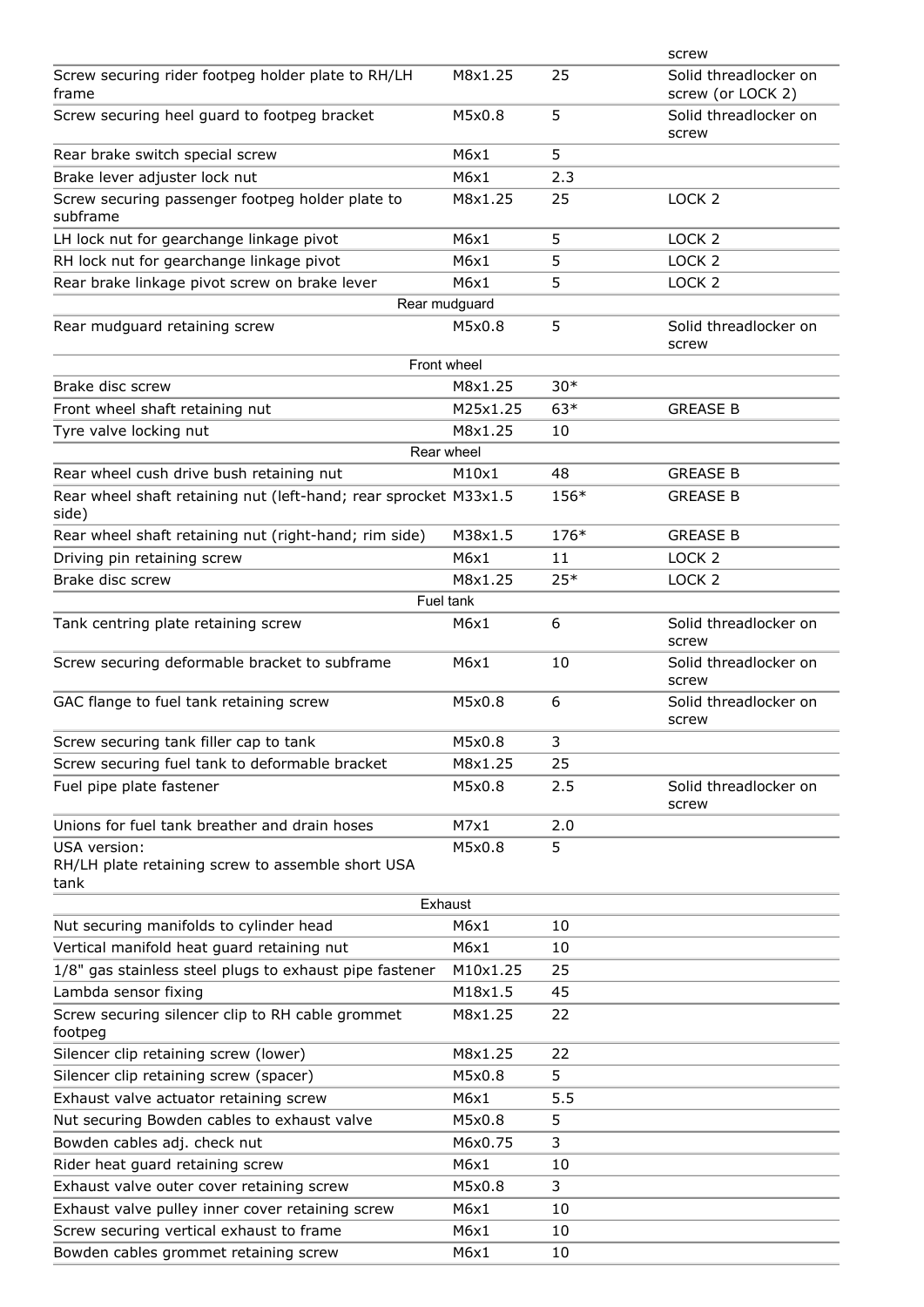| | | | screw |
|---|---|---|---|
| Screw securing rider footpeg holder plate to RH/LH frame | M8x1.25 | 25 | Solid threadlocker on screw (or LOCK 2) |
| Screw securing heel guard to footpeg bracket | M5x0.8 | 5 | Solid threadlocker on screw |
| Rear brake switch special screw | M6x1 | 5 | |
| Brake lever adjuster lock nut | M6x1 | 2.3 | |
| Screw securing passenger footpeg holder plate to subframe | M8x1.25 | 25 | LOCK 2 |
| LH lock nut for gearchange linkage pivot | M6x1 | 5 | LOCK 2 |
| RH lock nut for gearchange linkage pivot | M6x1 | 5 | LOCK 2 |
| Rear brake linkage pivot screw on brake lever | M6x1 | 5 | LOCK 2 |
| Rear mudguard | | | |
| Rear mudguard retaining screw | M5x0.8 | 5 | Solid threadlocker on screw |
| Front wheel | | | |
| Brake disc screw | M8x1.25 | 30* | |
| Front wheel shaft retaining nut | M25x1.25 | 63* | GREASE B |
| Tyre valve locking nut | M8x1.25 | 10 | |
| Rear wheel | | | |
| Rear wheel cush drive bush retaining nut | M10x1 | 48 | GREASE B |
| Rear wheel shaft retaining nut (left-hand; rear sprocket side) | M33x1.5 | 156* | GREASE B |
| Rear wheel shaft retaining nut (right-hand; rim side) | M38x1.5 | 176* | GREASE B |
| Driving pin retaining screw | M6x1 | 11 | LOCK 2 |
| Brake disc screw | M8x1.25 | 25* | LOCK 2 |
| Fuel tank | | | |
| Tank centring plate retaining screw | M6x1 | 6 | Solid threadlocker on screw |
| Screw securing deformable bracket to subframe | M6x1 | 10 | Solid threadlocker on screw |
| GAC flange to fuel tank retaining screw | M5x0.8 | 6 | Solid threadlocker on screw |
| Screw securing tank filler cap to tank | M5x0.8 | 3 | |
| Screw securing fuel tank to deformable bracket | M8x1.25 | 25 | |
| Fuel pipe plate fastener | M5x0.8 | 2.5 | Solid threadlocker on screw |
| Unions for fuel tank breather and drain hoses | M7x1 | 2.0 | |
| USA version: RH/LH plate retaining screw to assemble short USA tank | M5x0.8 | 5 | |
| Exhaust | | | |
| Nut securing manifolds to cylinder head | M6x1 | 10 | |
| Vertical manifold heat guard retaining nut | M6x1 | 10 | |
| 1/8" gas stainless steel plugs to exhaust pipe fastener | M10x1.25 | 25 | |
| Lambda sensor fixing | M18x1.5 | 45 | |
| Screw securing silencer clip to RH cable grommet footpeg | M8x1.25 | 22 | |
| Silencer clip retaining screw (lower) | M8x1.25 | 22 | |
| Silencer clip retaining screw (spacer) | M5x0.8 | 5 | |
| Exhaust valve actuator retaining screw | M6x1 | 5.5 | |
| Nut securing Bowden cables to exhaust valve | M5x0.8 | 5 | |
| Bowden cables adj. check nut | M6x0.75 | 3 | |
| Rider heat guard retaining screw | M6x1 | 10 | |
| Exhaust valve outer cover retaining screw | M5x0.8 | 3 | |
| Exhaust valve pulley inner cover retaining screw | M6x1 | 10 | |
| Screw securing vertical exhaust to frame | M6x1 | 10 | |
| Bowden cables grommet retaining screw | M6x1 | 10 | |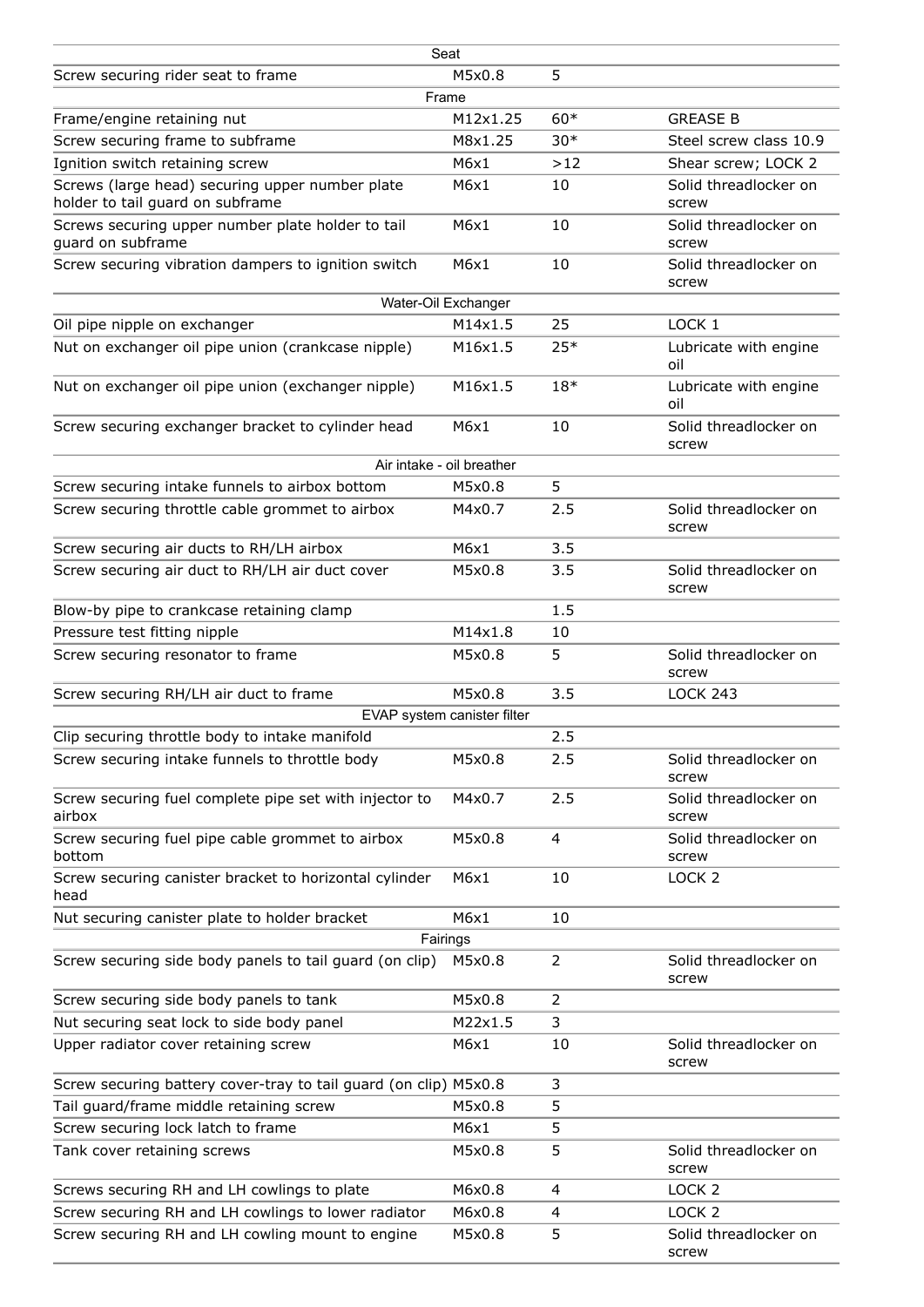| | | | |
|---|---|---|---|
| **Seat** | | | |
| Screw securing rider seat to frame | M5x0.8 | 5 | |
| **Frame** | | | |
| Frame/engine retaining nut | M12x1.25 | 60* | GREASE B |
| Screw securing frame to subframe | M8x1.25 | 30* | Steel screw class 10.9 |
| Ignition switch retaining screw | M6x1 | >12 | Shear screw; LOCK 2 |
| Screws (large head) securing upper number plate holder to tail guard on subframe | M6x1 | 10 | Solid threadlocker on screw |
| Screws securing upper number plate holder to tail guard on subframe | M6x1 | 10 | Solid threadlocker on screw |
| Screw securing vibration dampers to ignition switch | M6x1 | 10 | Solid threadlocker on screw |
| **Water-Oil Exchanger** | | | |
| Oil pipe nipple on exchanger | M14x1.5 | 25 | LOCK 1 |
| Nut on exchanger oil pipe union (crankcase nipple) | M16x1.5 | 25* | Lubricate with engine oil |
| Nut on exchanger oil pipe union (exchanger nipple) | M16x1.5 | 18* | Lubricate with engine oil |
| Screw securing exchanger bracket to cylinder head | M6x1 | 10 | Solid threadlocker on screw |
| **Air intake - oil breather** | | | |
| Screw securing intake funnels to airbox bottom | M5x0.8 | 5 | |
| Screw securing throttle cable grommet to airbox | M4x0.7 | 2.5 | Solid threadlocker on screw |
| Screw securing air ducts to RH/LH airbox | M6x1 | 3.5 | |
| Screw securing air duct to RH/LH air duct cover | M5x0.8 | 3.5 | Solid threadlocker on screw |
| Blow-by pipe to crankcase retaining clamp | | 1.5 | |
| Pressure test fitting nipple | M14x1.8 | 10 | |
| Screw securing resonator to frame | M5x0.8 | 5 | Solid threadlocker on screw |
| Screw securing RH/LH air duct to frame | M5x0.8 | 3.5 | LOCK 243 |
| **EVAP system canister filter** | | | |
| Clip securing throttle body to intake manifold | | 2.5 | |
| Screw securing intake funnels to throttle body | M5x0.8 | 2.5 | Solid threadlocker on screw |
| Screw securing fuel complete pipe set with injector to airbox | M4x0.7 | 2.5 | Solid threadlocker on screw |
| Screw securing fuel pipe cable grommet to airbox bottom | M5x0.8 | 4 | Solid threadlocker on screw |
| Screw securing canister bracket to horizontal cylinder head | M6x1 | 10 | LOCK 2 |
| Nut securing canister plate to holder bracket | M6x1 | 10 | |
| **Fairings** | | | |
| Screw securing side body panels to tail guard (on clip) | M5x0.8 | 2 | Solid threadlocker on screw |
| Screw securing side body panels to tank | M5x0.8 | 2 | |
| Nut securing seat lock to side body panel | M22x1.5 | 3 | |
| Upper radiator cover retaining screw | M6x1 | 10 | Solid threadlocker on screw |
| Screw securing battery cover-tray to tail guard (on clip) | M5x0.8 | 3 | |
| Tail guard/frame middle retaining screw | M5x0.8 | 5 | |
| Screw securing lock latch to frame | M6x1 | 5 | |
| Tank cover retaining screws | M5x0.8 | 5 | Solid threadlocker on screw |
| Screws securing RH and LH cowlings to plate | M6x0.8 | 4 | LOCK 2 |
| Screw securing RH and LH cowlings to lower radiator | M6x0.8 | 4 | LOCK 2 |
| Screw securing RH and LH cowling mount to engine | M5x0.8 | 5 | Solid threadlocker on screw |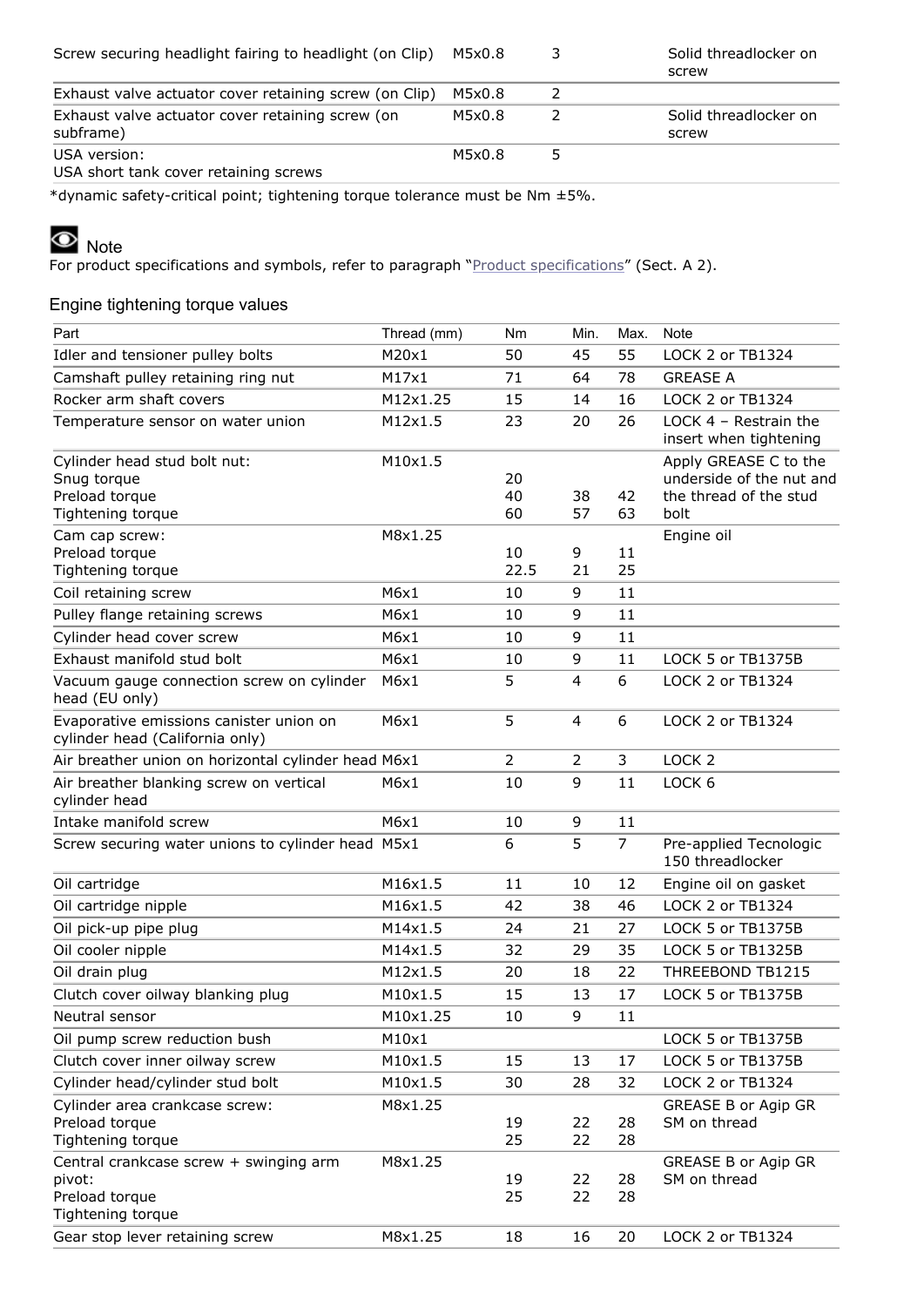| | | | |
|---|---|---|---|
| Screw securing headlight fairing to headlight (on Clip) | M5x0.8 | 3 | Solid threadlocker on screw |
| Exhaust valve actuator cover retaining screw (on Clip) | M5x0.8 | 2 | |
| Exhaust valve actuator cover retaining screw (on subframe) | M5x0.8 | 2 | Solid threadlocker on screw |
| USA version:<br>USA short tank cover retaining screws | M5x0.8 | 5 | |

*dynamic safety-critical point; tightening torque tolerance must be Nm ±5%.

**Note**

For product specifications and symbols, refer to paragraph "Product specifications" (Sect. A 2).

## Engine tightening torque values

| Part | Thread (mm) | Nm | Min. | Max. | Note |
|---|---|---|---|---|---|
| Idler and tensioner pulley bolts | M20x1 | 50 | 45 | 55 | LOCK 2 or TB1324 |
| Camshaft pulley retaining ring nut | M17x1 | 71 | 64 | 78 | GREASE A |
| Rocker arm shaft covers | M12x1.25 | 15 | 14 | 16 | LOCK 2 or TB1324 |
| Temperature sensor on water union | M12x1.5 | 23 | 20 | 26 | LOCK 4 – Restrain the insert when tightening |
| Cylinder head stud bolt nut:<br>Snug torque<br>Preload torque<br>Tightening torque | M10x1.5 | <br>20<br>40<br>60 | <br><br>38<br>57 | <br><br>42<br>63 | Apply GREASE C to the underside of the nut and the thread of the stud bolt |
| Cam cap screw:<br>Preload torque<br>Tightening torque | M8x1.25 | <br>10<br>22.5 | <br>9<br>21 | <br>11<br>25 | Engine oil |
| Coil retaining screw | M6x1 | 10 | 9 | 11 | |
| Pulley flange retaining screws | M6x1 | 10 | 9 | 11 | |
| Cylinder head cover screw | M6x1 | 10 | 9 | 11 | |
| Exhaust manifold stud bolt | M6x1 | 10 | 9 | 11 | LOCK 5 or TB1375B |
| Vacuum gauge connection screw on cylinder head (EU only) | M6x1 | 5 | 4 | 6 | LOCK 2 or TB1324 |
| Evaporative emissions canister union on cylinder head (California only) | M6x1 | 5 | 4 | 6 | LOCK 2 or TB1324 |
| Air breather union on horizontal cylinder head | M6x1 | 2 | 2 | 3 | LOCK 2 |
| Air breather blanking screw on vertical cylinder head | M6x1 | 10 | 9 | 11 | LOCK 6 |
| Intake manifold screw | M6x1 | 10 | 9 | 11 | |
| Screw securing water unions to cylinder head | M5x1 | 6 | 5 | 7 | Pre-applied Tecnologic 150 threadlocker |
| Oil cartridge | M16x1.5 | 11 | 10 | 12 | Engine oil on gasket |
| Oil cartridge nipple | M16x1.5 | 42 | 38 | 46 | LOCK 2 or TB1324 |
| Oil pick-up pipe plug | M14x1.5 | 24 | 21 | 27 | LOCK 5 or TB1375B |
| Oil cooler nipple | M14x1.5 | 32 | 29 | 35 | LOCK 5 or TB1325B |
| Oil drain plug | M12x1.5 | 20 | 18 | 22 | THREEBOND TB1215 |
| Clutch cover oilway blanking plug | M10x1.5 | 15 | 13 | 17 | LOCK 5 or TB1375B |
| Neutral sensor | M10x1.25 | 10 | 9 | 11 | |
| Oil pump screw reduction bush | M10x1 | | | | LOCK 5 or TB1375B |
| Clutch cover inner oilway screw | M10x1.5 | 15 | 13 | 17 | LOCK 5 or TB1375B |
| Cylinder head/cylinder stud bolt | M10x1.5 | 30 | 28 | 32 | LOCK 2 or TB1324 |
| Cylinder area crankcase screw:<br>Preload torque<br>Tightening torque | M8x1.25 | <br>19<br>25 | <br>22<br>22 | <br>28<br>28 | GREASE B or Agip GR SM on thread |
| Central crankcase screw + swinging arm pivot:<br>Preload torque<br>Tightening torque | M8x1.25 | <br>19<br>25 | <br>22<br>22 | <br>28<br>28 | GREASE B or Agip GR SM on thread |
| Gear stop lever retaining screw | M8x1.25 | 18 | 16 | 20 | LOCK 2 or TB1324 |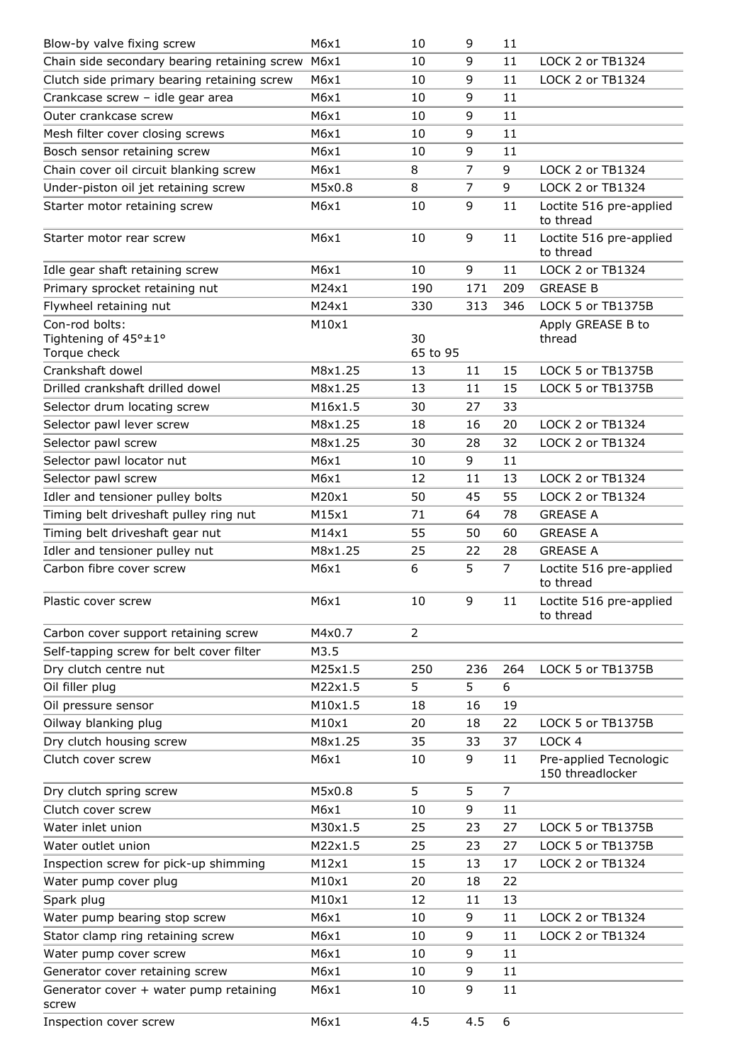| | | | | | |
|---|---|---|---|---|---|
| Blow-by valve fixing screw | M6x1 | 10 | 9 | 11 | |
| Chain side secondary bearing retaining screw | M6x1 | 10 | 9 | 11 | LOCK 2 or TB1324 |
| Clutch side primary bearing retaining screw | M6x1 | 10 | 9 | 11 | LOCK 2 or TB1324 |
| Crankcase screw – idle gear area | M6x1 | 10 | 9 | 11 | |
| Outer crankcase screw | M6x1 | 10 | 9 | 11 | |
| Mesh filter cover closing screws | M6x1 | 10 | 9 | 11 | |
| Bosch sensor retaining screw | M6x1 | 10 | 9 | 11 | |
| Chain cover oil circuit blanking screw | M6x1 | 8 | 7 | 9 | LOCK 2 or TB1324 |
| Under-piston oil jet retaining screw | M5x0.8 | 8 | 7 | 9 | LOCK 2 or TB1324 |
| Starter motor retaining screw | M6x1 | 10 | 9 | 11 | Loctite 516 pre-applied to thread |
| Starter motor rear screw | M6x1 | 10 | 9 | 11 | Loctite 516 pre-applied to thread |
| Idle gear shaft retaining screw | M6x1 | 10 | 9 | 11 | LOCK 2 or TB1324 |
| Primary sprocket retaining nut | M24x1 | 190 | 171 | 209 | GREASE B |
| Flywheel retaining nut | M24x1 | 330 | 313 | 346 | LOCK 5 or TB1375B |
| Con-rod bolts:<br>Tightening of 45°±1°<br>Torque check | M10x1 | <br>30<br>65 to 95 | | | Apply GREASE B to thread |
| Crankshaft dowel | M8x1.25 | 13 | 11 | 15 | LOCK 5 or TB1375B |
| Drilled crankshaft drilled dowel | M8x1.25 | 13 | 11 | 15 | LOCK 5 or TB1375B |
| Selector drum locating screw | M16x1.5 | 30 | 27 | 33 | |
| Selector pawl lever screw | M8x1.25 | 18 | 16 | 20 | LOCK 2 or TB1324 |
| Selector pawl screw | M8x1.25 | 30 | 28 | 32 | LOCK 2 or TB1324 |
| Selector pawl locator nut | M6x1 | 10 | 9 | 11 | |
| Selector pawl screw | M6x1 | 12 | 11 | 13 | LOCK 2 or TB1324 |
| Idler and tensioner pulley bolts | M20x1 | 50 | 45 | 55 | LOCK 2 or TB1324 |
| Timing belt driveshaft pulley ring nut | M15x1 | 71 | 64 | 78 | GREASE A |
| Timing belt driveshaft gear nut | M14x1 | 55 | 50 | 60 | GREASE A |
| Idler and tensioner pulley nut | M8x1.25 | 25 | 22 | 28 | GREASE A |
| Carbon fibre cover screw | M6x1 | 6 | 5 | 7 | Loctite 516 pre-applied to thread |
| Plastic cover screw | M6x1 | 10 | 9 | 11 | Loctite 516 pre-applied to thread |
| Carbon cover support retaining screw | M4x0.7 | 2 | | | |
| Self-tapping screw for belt cover filter | M3.5 | | | | |
| Dry clutch centre nut | M25x1.5 | 250 | 236 | 264 | LOCK 5 or TB1375B |
| Oil filler plug | M22x1.5 | 5 | 5 | 6 | |
| Oil pressure sensor | M10x1.5 | 18 | 16 | 19 | |
| Oilway blanking plug | M10x1 | 20 | 18 | 22 | LOCK 5 or TB1375B |
| Dry clutch housing screw | M8x1.25 | 35 | 33 | 37 | LOCK 4 |
| Clutch cover screw | M6x1 | 10 | 9 | 11 | Pre-applied Tecnologic 150 threadlocker |
| Dry clutch spring screw | M5x0.8 | 5 | 5 | 7 | |
| Clutch cover screw | M6x1 | 10 | 9 | 11 | |
| Water inlet union | M30x1.5 | 25 | 23 | 27 | LOCK 5 or TB1375B |
| Water outlet union | M22x1.5 | 25 | 23 | 27 | LOCK 5 or TB1375B |
| Inspection screw for pick-up shimming | M12x1 | 15 | 13 | 17 | LOCK 2 or TB1324 |
| Water pump cover plug | M10x1 | 20 | 18 | 22 | |
| Spark plug | M10x1 | 12 | 11 | 13 | |
| Water pump bearing stop screw | M6x1 | 10 | 9 | 11 | LOCK 2 or TB1324 |
| Stator clamp ring retaining screw | M6x1 | 10 | 9 | 11 | LOCK 2 or TB1324 |
| Water pump cover screw | M6x1 | 10 | 9 | 11 | |
| Generator cover retaining screw | M6x1 | 10 | 9 | 11 | |
| Generator cover + water pump retaining screw | M6x1 | 10 | 9 | 11 | |
| Inspection cover screw | M6x1 | 4.5 | 4.5 | 6 | |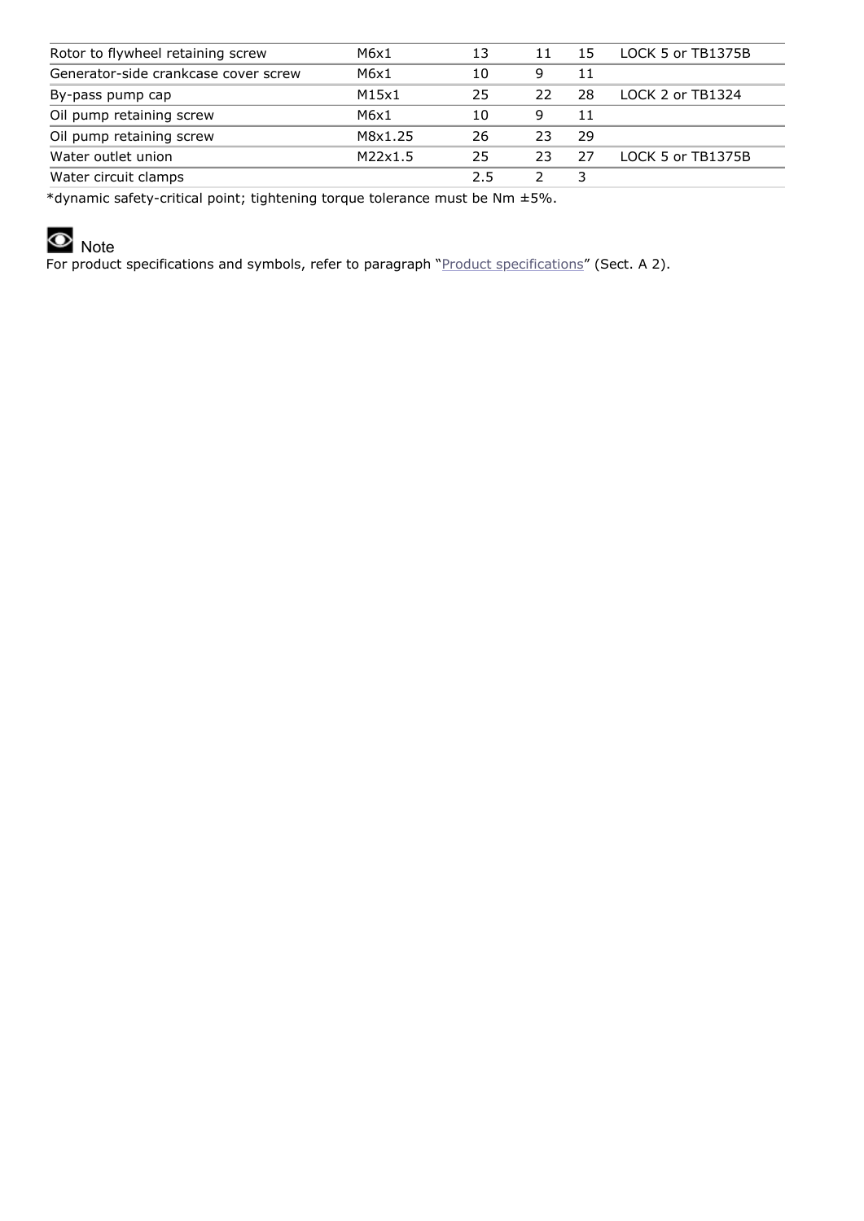| | | | | | |
|---|---|---|---|---|---|
| Rotor to flywheel retaining screw | M6x1 | 13 | 11 | 15 | LOCK 5 or TB1375B |
| Generator-side crankcase cover screw | M6x1 | 10 | 9 | 11 | |
| By-pass pump cap | M15x1 | 25 | 22 | 28 | LOCK 2 or TB1324 |
| Oil pump retaining screw | M6x1 | 10 | 9 | 11 | |
| Oil pump retaining screw | M8x1.25 | 26 | 23 | 29 | |
| Water outlet union | M22x1.5 | 25 | 23 | 27 | LOCK 5 or TB1375B |
| Water circuit clamps | | 2.5 | 2 | 3 | |

*dynamic safety-critical point; tightening torque tolerance must be Nm ±5%.

**Note**

For product specifications and symbols, refer to paragraph "Product specifications" (Sect. A 2).